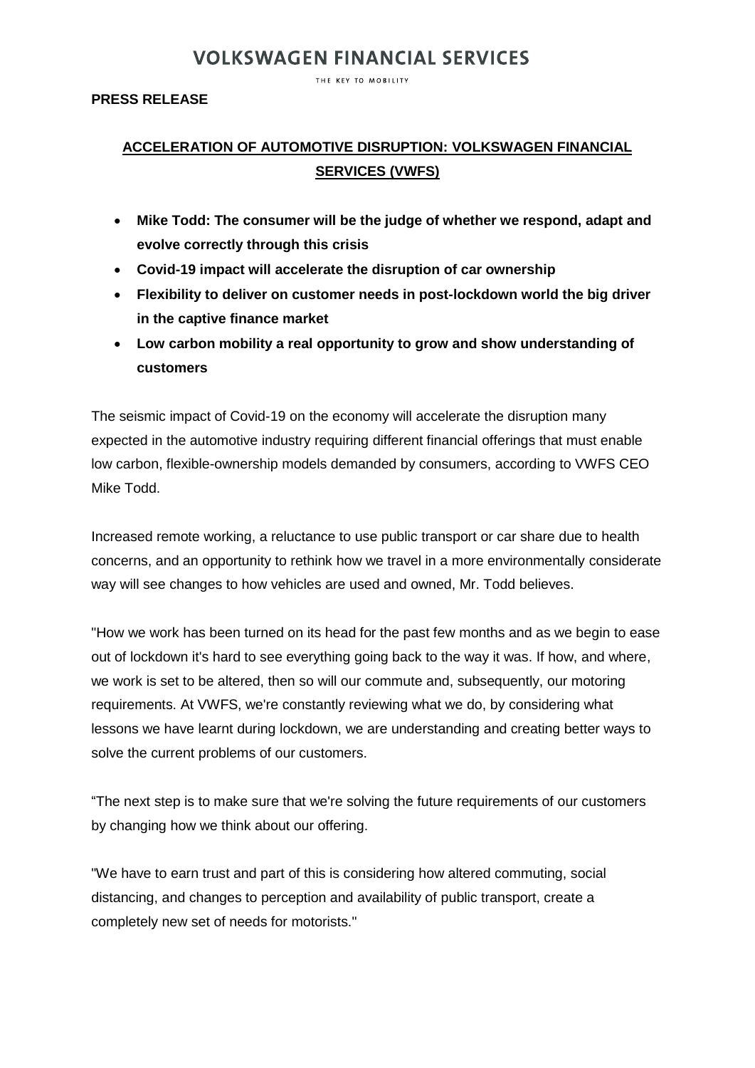# VOLKSWAGEN FINANCIAL SERVICES

THE KEY TO MOBILITY

**PRESS RELEASE**

## ACCELERATION OF AUTOMOTIVE DISRUPTION: VOLKSWAGEN FINANCIAL SERVICES (VWFS)

- **Mike Todd: The consumer will be the judge of whether we respond, adapt and evolve correctly through this crisis**
- **Covid-19 impact will accelerate the disruption of car ownership**
- **Flexibility to deliver on customer needs in post-lockdown world the big driver in the captive finance market**
- **Low carbon mobility a real opportunity to grow and show understanding of customers**

The seismic impact of Covid-19 on the economy will accelerate the disruption many expected in the automotive industry requiring different financial offerings that must enable low carbon, flexible-ownership models demanded by consumers, according to VWFS CEO Mike Todd.

Increased remote working, a reluctance to use public transport or car share due to health concerns, and an opportunity to rethink how we travel in a more environmentally considerate way will see changes to how vehicles are used and owned, Mr. Todd believes.

"How we work has been turned on its head for the past few months and as we begin to ease out of lockdown it's hard to see everything going back to the way it was. If how, and where, we work is set to be altered, then so will our commute and, subsequently, our motoring requirements. At VWFS, we're constantly reviewing what we do, by considering what lessons we have learnt during lockdown, we are understanding and creating better ways to solve the current problems of our customers.

“The next step is to make sure that we're solving the future requirements of our customers by changing how we think about our offering.

"We have to earn trust and part of this is considering how altered commuting, social distancing, and changes to perception and availability of public transport, create a completely new set of needs for motorists."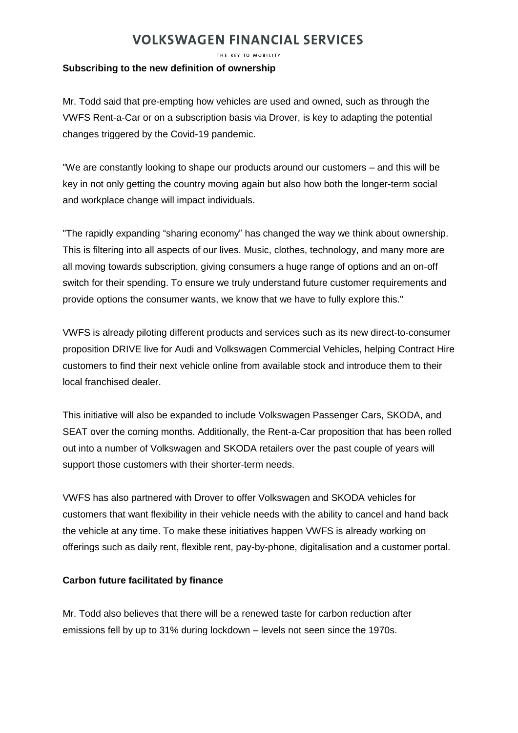**Subscribing to the new definition of ownership**

Mr. Todd said that pre-empting how vehicles are used and owned, such as through the VWFS Rent-a-Car or on a subscription basis via Drover, is key to adapting the potential changes triggered by the Covid-19 pandemic.

"We are constantly looking to shape our products around our customers – and this will be key in not only getting the country moving again but also how both the longer-term social and workplace change will impact individuals.

"The rapidly expanding "sharing economy" has changed the way we think about ownership. This is filtering into all aspects of our lives. Music, clothes, technology, and many more are all moving towards subscription, giving consumers a huge range of options and an on-off switch for their spending. To ensure we truly understand future customer requirements and provide options the consumer wants, we know that we have to fully explore this."

VWFS is already piloting different products and services such as its new direct-to-consumer proposition DRIVE live for Audi and Volkswagen Commercial Vehicles, helping Contract Hire customers to find their next vehicle online from available stock and introduce them to their local franchised dealer.

This initiative will also be expanded to include Volkswagen Passenger Cars, SKODA, and SEAT over the coming months. Additionally, the Rent-a-Car proposition that has been rolled out into a number of Volkswagen and SKODA retailers over the past couple of years will support those customers with their shorter-term needs.

VWFS has also partnered with Drover to offer Volkswagen and SKODA vehicles for customers that want flexibility in their vehicle needs with the ability to cancel and hand back the vehicle at any time. To make these initiatives happen VWFS is already working on offerings such as daily rent, flexible rent, pay-by-phone, digitalisation and a customer portal.

**Carbon future facilitated by finance**

Mr. Todd also believes that there will be a renewed taste for carbon reduction after emissions fell by up to 31% during lockdown – levels not seen since the 1970s.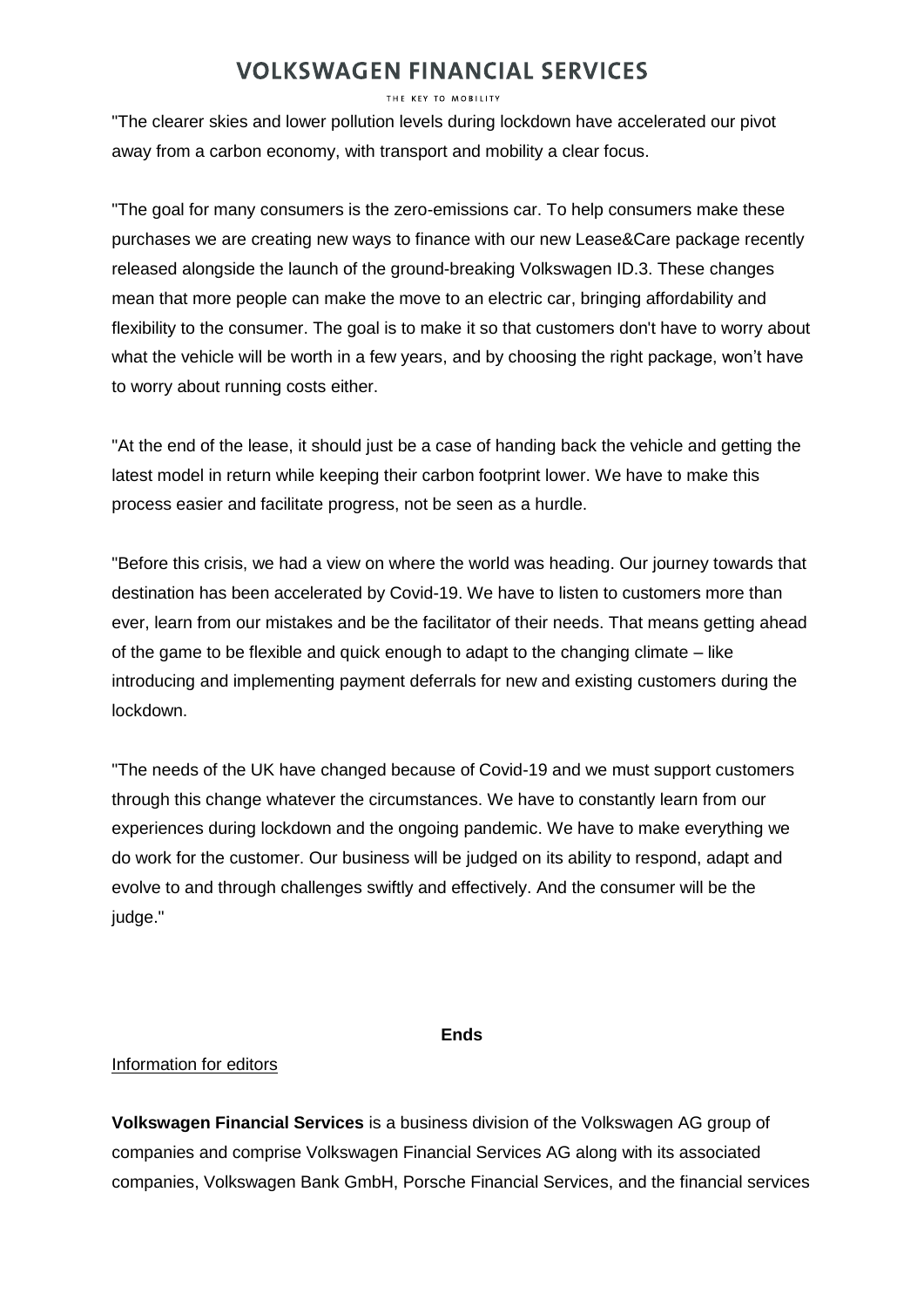"The clearer skies and lower pollution levels during lockdown have accelerated our pivot away from a carbon economy, with transport and mobility a clear focus.

"The goal for many consumers is the zero-emissions car. To help consumers make these purchases we are creating new ways to finance with our new Lease&Care package recently released alongside the launch of the ground-breaking Volkswagen ID.3. These changes mean that more people can make the move to an electric car, bringing affordability and flexibility to the consumer. The goal is to make it so that customers don't have to worry about what the vehicle will be worth in a few years, and by choosing the right package, won't have to worry about running costs either.

"At the end of the lease, it should just be a case of handing back the vehicle and getting the latest model in return while keeping their carbon footprint lower. We have to make this process easier and facilitate progress, not be seen as a hurdle.

"Before this crisis, we had a view on where the world was heading. Our journey towards that destination has been accelerated by Covid-19. We have to listen to customers more than ever, learn from our mistakes and be the facilitator of their needs. That means getting ahead of the game to be flexible and quick enough to adapt to the changing climate – like introducing and implementing payment deferrals for new and existing customers during the lockdown.

"The needs of the UK have changed because of Covid-19 and we must support customers through this change whatever the circumstances. We have to constantly learn from our experiences during lockdown and the ongoing pandemic. We have to make everything we do work for the customer. Our business will be judged on its ability to respond, adapt and evolve to and through challenges swiftly and effectively. And the consumer will be the judge."

**Ends**

Information for editors

**Volkswagen Financial Services** is a business division of the Volkswagen AG group of companies and comprise Volkswagen Financial Services AG along with its associated companies, Volkswagen Bank GmbH, Porsche Financial Services, and the financial services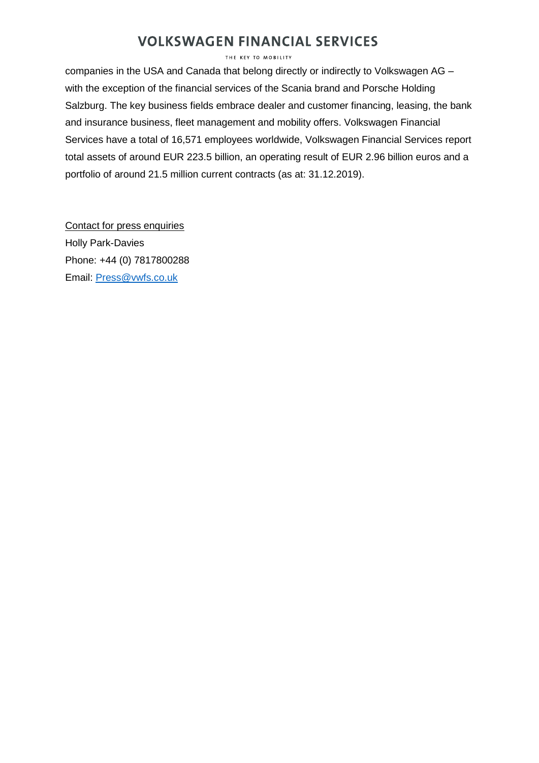companies in the USA and Canada that belong directly or indirectly to Volkswagen AG – with the exception of the financial services of the Scania brand and Porsche Holding Salzburg. The key business fields embrace dealer and customer financing, leasing, the bank and insurance business, fleet management and mobility offers. Volkswagen Financial Services have a total of 16,571 employees worldwide, Volkswagen Financial Services report total assets of around EUR 223.5 billion, an operating result of EUR 2.96 billion euros and a portfolio of around 21.5 million current contracts (as at: 31.12.2019).

Contact for press enquiries
Holly Park-Davies
Phone: +44 (0) 7817800288
Email: Press@vwfs.co.uk